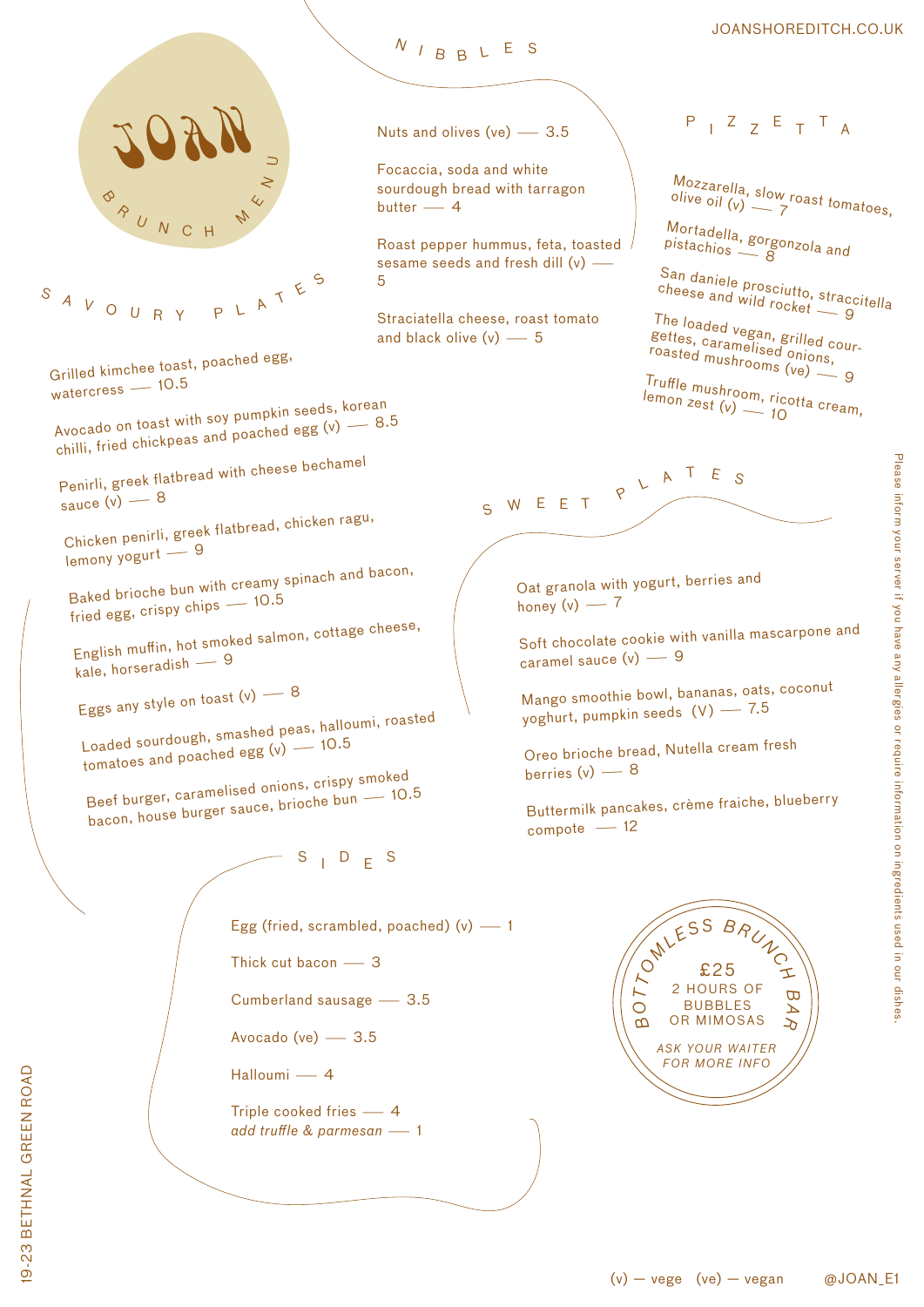JOANSHOREDITCH.CO.UK

# JOAN

BRUNCH MENU

## SAVOURY PLATES

Grilled kimchee toast, poached egg, watercress — 10.5

Avocado on toast with soy pumpkin seeds, korean chilli, fried chickpeas and poached egg (v) — 8.5

Penirli, greek flatbread with cheese bechamel sauce (v) — 8

Chicken penirli, greek flatbread, chicken ragu, lemony yogurt — 9

Baked brioche bun with creamy spinach and bacon, fried egg, crispy chips — 10.5

English muffin, hot smoked salmon, cottage cheese, kale, horseradish — 9

Eggs any style on toast (v) — 8

Loaded sourdough, smashed peas, halloumi, roasted tomatoes and poached egg (v) — 10.5

Beef burger, caramelised onions, crispy smoked bacon, house burger sauce, brioche bun — 10.5

## NIBBLES

Nuts and olives (ve) — 3.5

Focaccia, soda and white sourdough bread with tarragon butter — 4

Roast pepper hummus, feta, toasted sesame seeds and fresh dill (v) — 5

Straciatella cheese, roast tomato and black olive (v) — 5

## PIZZETTA

Mozzarella, slow roast tomatoes, olive oil (v) — 7

Mortadella, gorgonzola and pistachios — 8

San daniele prosciutto, straccitella cheese and wild rocket — 9

The loaded vegan, grilled courgettes, caramelised onions, roasted mushrooms (ve) — 9

Truffle mushroom, ricotta cream, lemon zest (v) — 10

## SWEET PLATES

Oat granola with yogurt, berries and honey (v) — 7

Soft chocolate cookie with vanilla mascarpone and caramel sauce (v) — 9

Mango smoothie bowl, bananas, oats, coconut yoghurt, pumpkin seeds (V) — 7.5

Oreo brioche bread, Nutella cream fresh berries (v) — 8

Buttermilk pancakes, crème fraiche, blueberry compote — 12

## SIDES

Egg (fried, scrambled, poached) (v) — 1

Thick cut bacon — 3

Cumberland sausage — 3.5

Avocado (ve) — 3.5

Halloumi — 4

Triple cooked fries — 4
*add truffle & parmesan* — 1

**BOTTOMLESS BRUNCH BAR**

£25
2 HOURS OF BUBBLES OR MIMOSAS

*ASK YOUR WAITER FOR MORE INFO*

Please inform your server if you have any allergies or require information on ingredients used in our dishes.

19-23 BETHNAL GREEN ROAD

(v) — vege (ve) — vegan @JOAN_E1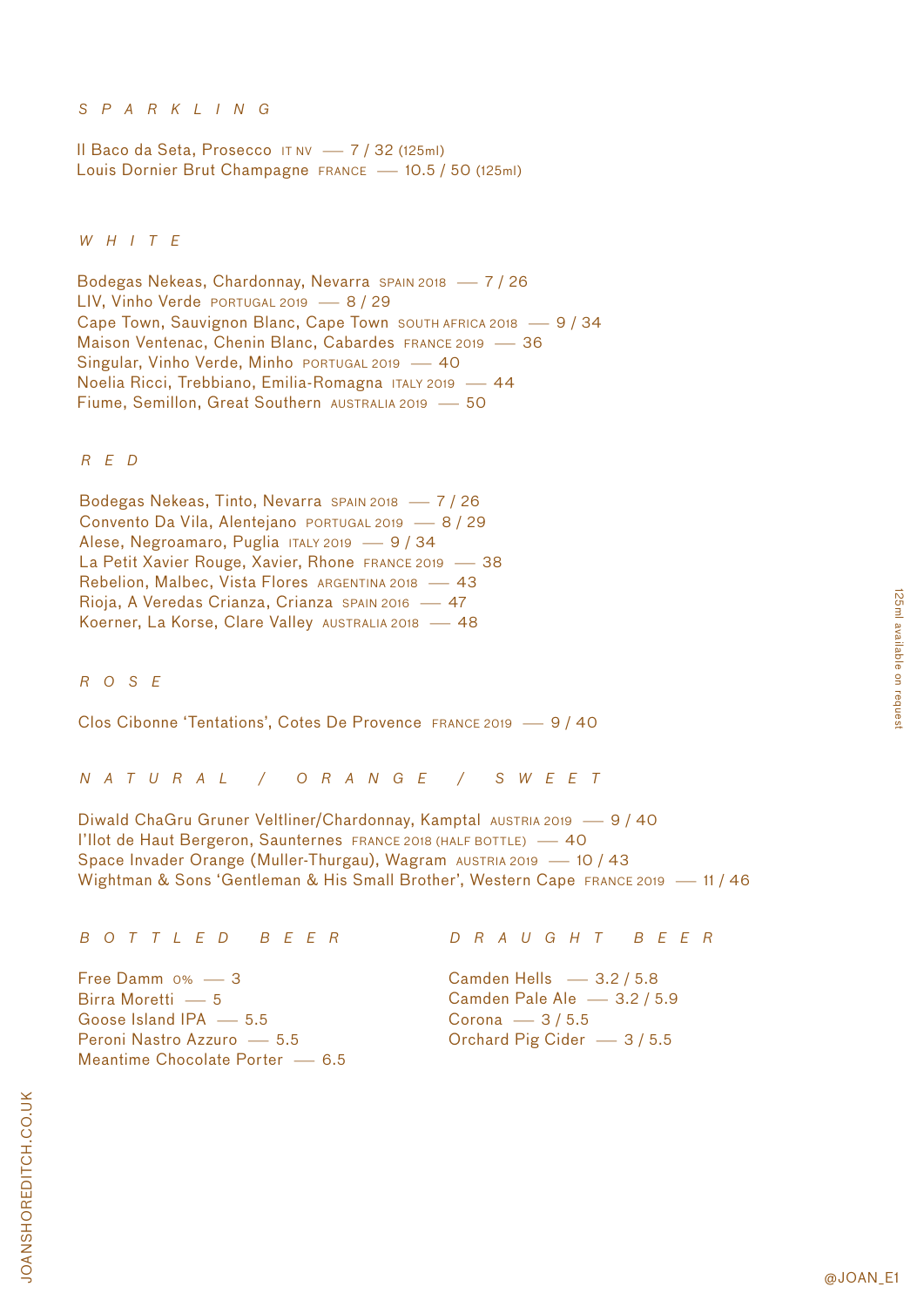## SPARKLING

Il Baco da Seta, Prosecco IT NV — 7 / 32 (125ml)
Louis Dornier Brut Champagne FRANCE — 10.5 / 50 (125ml)

## WHITE

Bodegas Nekeas, Chardonnay, Nevarra SPAIN 2018 — 7 / 26
LIV, Vinho Verde PORTUGAL 2019 — 8 / 29
Cape Town, Sauvignon Blanc, Cape Town SOUTH AFRICA 2018 — 9 / 34
Maison Ventenac, Chenin Blanc, Cabardes FRANCE 2019 — 36
Singular, Vinho Verde, Minho PORTUGAL 2019 — 40
Noelia Ricci, Trebbiano, Emilia-Romagna ITALY 2019 — 44
Fiume, Semillon, Great Southern AUSTRALIA 2019 — 50

## RED

Bodegas Nekeas, Tinto, Nevarra SPAIN 2018 — 7 / 26
Convento Da Vila, Alentejano PORTUGAL 2019 — 8 / 29
Alese, Negroamaro, Puglia ITALY 2019 — 9 / 34
La Petit Xavier Rouge, Xavier, Rhone FRANCE 2019 — 38
Rebelion, Malbec, Vista Flores ARGENTINA 2018 — 43
Rioja, A Veredas Crianza, Crianza SPAIN 2016 — 47
Koerner, La Korse, Clare Valley AUSTRALIA 2018 — 48

## ROSE

Clos Cibonne 'Tentations', Cotes De Provence FRANCE 2019 — 9 / 40

## NATURAL / ORANGE / SWEET

Diwald ChaGru Gruner Veltliner/Chardonnay, Kamptal AUSTRIA 2019 — 9 / 40
I'Ilot de Haut Bergeron, Saunternes FRANCE 2018 (HALF BOTTLE) — 40
Space Invader Orange (Muller-Thurgau), Wagram AUSTRIA 2019 — 10 / 43
Wightman & Sons 'Gentleman & His Small Brother', Western Cape FRANCE 2019 — 11 / 46

## BOTTLED BEER

Free Damm 0% — 3
Birra Moretti — 5
Goose Island IPA — 5.5
Peroni Nastro Azzuro — 5.5
Meantime Chocolate Porter — 6.5

## DRAUGHT BEER

Camden Hells — 3.2 / 5.8
Camden Pale Ale — 3.2 / 5.9
Corona — 3 / 5.5
Orchard Pig Cider — 3 / 5.5

125ml available on request

JOANSHOREDITCH.CO.UK

@JOAN_E1